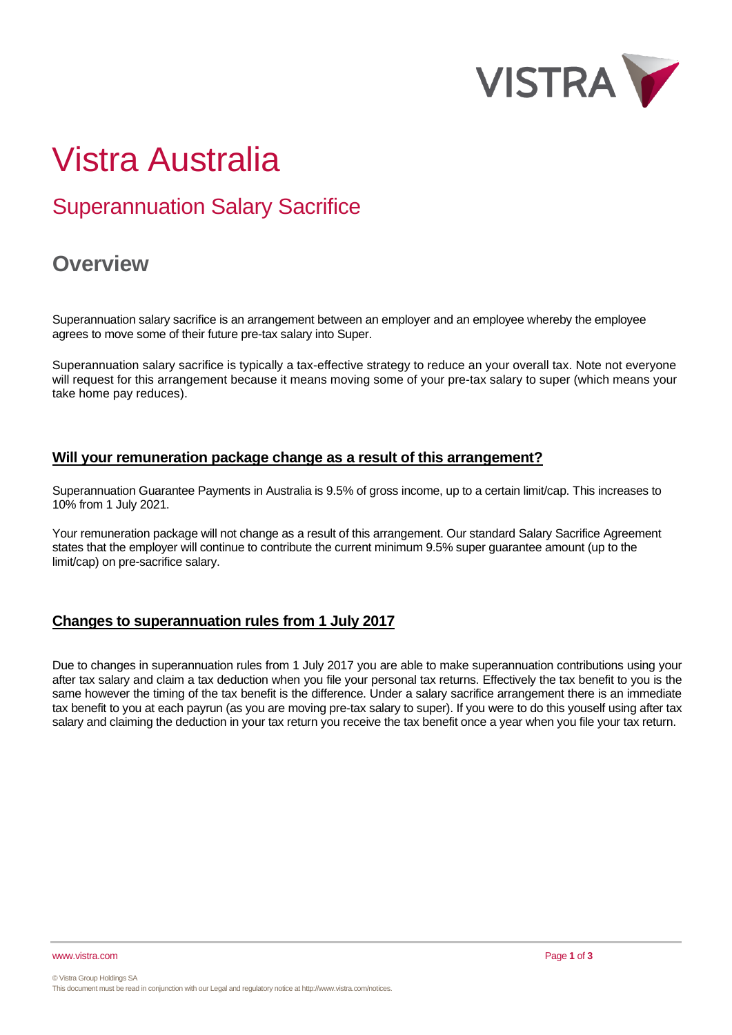# Vistra Australia

## Superannuation Salary Sacrifice

## Overview

Superannuation salary sacrifice is an arrangement between an employer and an employee whereby the employee agrees to move some of their future pre-tax salary into Super.

Superannuation salary sacrifice is typically a tax-effective strategy to reduce an your overall tax. Note not everyone will request for this arrangement because it means moving some of your pre-tax salary to super (which means your take home pay reduces).

### Will your remuneration package change as a result of this arrangement?

Superannuation Guarantee Payments in Australia is 9.5% of gross income, up to a certain limit/cap. This increases to 10% from 1 July 2021.

Your remuneration package will not change as a result of this arrangement. Our standard Salary Sacrifice Agreement states that the employer will continue to contribute the current minimum 9.5% super guarantee amount (up to the limit/cap) on pre-sacrifice salary.

### Changes to superannuation rules from 1 July 2017

Due to changes in superannuation rules from 1 July 2017 you are able to make superannuation contributions using your after tax salary and claim a tax deduction when you file your personal tax returns. Effectively the tax benefit to you is the same however the timing of the tax benefit is the difference. Under a salary sacrifice arrangement there is an immediate tax benefit to you at each payrun (as you are moving pre-tax salary to super). If you were to do this youself using after tax salary and claiming the deduction in your tax return you receive the tax benefit once a year when you file your tax return.

www.vistra.com

© Vistra Group Holdings SA
This document must be read in conjunction with our Legal and regulatory notice at http://www.vistra.com/notices.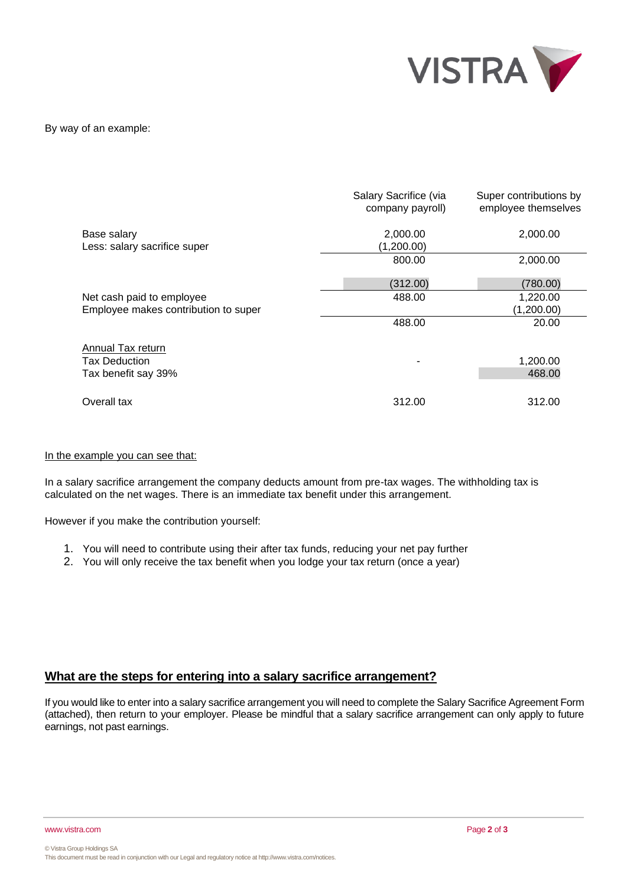By way of an example:

| | Salary Sacrifice (via company payroll) | Super contributions by employee themselves |
|---|---|---|
| Base salary | 2,000.00 | 2,000.00 |
| Less: salary sacrifice super | (1,200.00) | |
| | 800.00 | 2,000.00 |
| | (312.00) | (780.00) |
| Net cash paid to employee | 488.00 | 1,220.00 |
| Employee makes contribution to super | | (1,200.00) |
| | 488.00 | 20.00 |
| Annual Tax return | | |
| Tax Deduction | - | 1,200.00 |
| Tax benefit say 39% | | 468.00 |
| Overall tax | 312.00 | 312.00 |

In the example you can see that:

In a salary sacrifice arrangement the company deducts amount from pre-tax wages. The withholding tax is calculated on the net wages. There is an immediate tax benefit under this arrangement.

However if you make the contribution yourself:

1. You will need to contribute using their after tax funds, reducing your net pay further
2. You will only receive the tax benefit when you lodge your tax return (once a year)

## What are the steps for entering into a salary sacrifice arrangement?

If you would like to enter into a salary sacrifice arrangement you will need to complete the Salary Sacrifice Agreement Form (attached), then return to your employer. Please be mindful that a salary sacrifice arrangement can only apply to future earnings, not past earnings.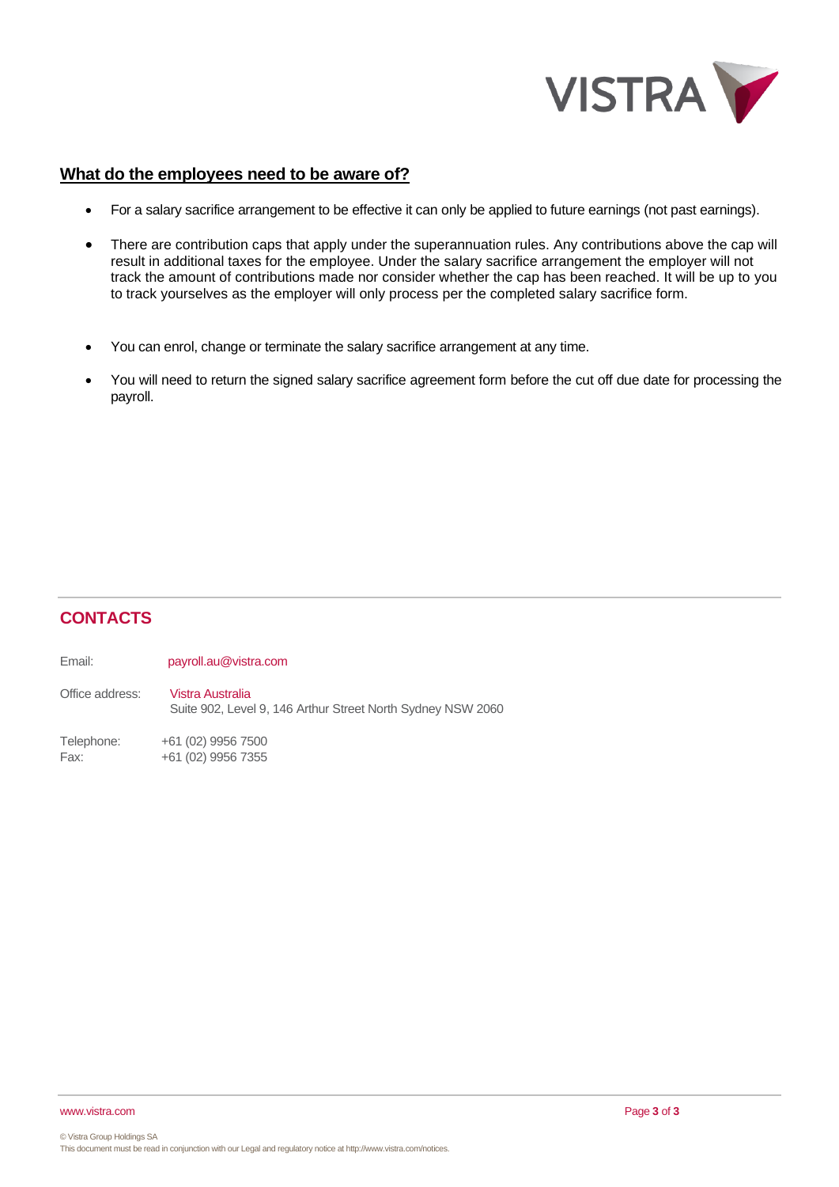## What do the employees need to be aware of?

- For a salary sacrifice arrangement to be effective it can only be applied to future earnings (not past earnings).
- There are contribution caps that apply under the superannuation rules. Any contributions above the cap will result in additional taxes for the employee. Under the salary sacrifice arrangement the employer will not track the amount of contributions made nor consider whether the cap has been reached. It will be up to you to track yourselves as the employer will only process per the completed salary sacrifice form.
- You can enrol, change or terminate the salary sacrifice arrangement at any time.
- You will need to return the signed salary sacrifice agreement form before the cut off due date for processing the payroll.

## CONTACTS

Email: payroll.au@vistra.com

Office address: Vistra Australia
Suite 902, Level 9, 146 Arthur Street North Sydney NSW 2060

Telephone: +61 (02) 9956 7500
Fax: +61 (02) 9956 7355

www.vistra.com

© Vistra Group Holdings SA
This document must be read in conjunction with our Legal and regulatory notice at http://www.vistra.com/notices.